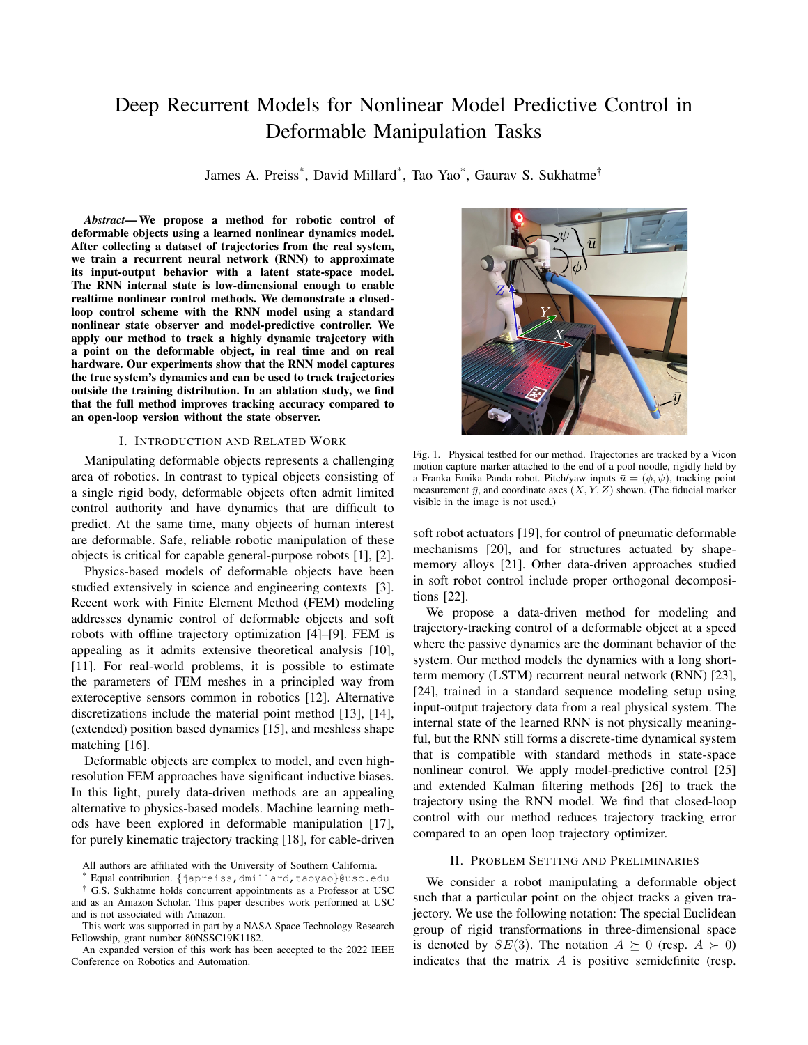# Deep Recurrent Models for Nonlinear Model Predictive Control in Deformable Manipulation Tasks

James A. Preiss*, David Millard*, Tao Yao*, Gaurav S. Sukhatme†

***Abstract*— We propose a method for robotic control of deformable objects using a learned nonlinear dynamics model. After collecting a dataset of trajectories from the real system, we train a recurrent neural network (RNN) to approximate its input-output behavior with a latent state-space model. The RNN internal state is low-dimensional enough to enable realtime nonlinear control methods. We demonstrate a closed-loop control scheme with the RNN model using a standard nonlinear state observer and model-predictive controller. We apply our method to track a highly dynamic trajectory with a point on the deformable object, in real time and on real hardware. Our experiments show that the RNN model captures the true system's dynamics and can be used to track trajectories outside the training distribution. In an ablation study, we find that the full method improves tracking accuracy compared to an open-loop version without the state observer.**

## I. Introduction and Related Work

Manipulating deformable objects represents a challenging area of robotics. In contrast to typical objects consisting of a single rigid body, deformable objects often admit limited control authority and have dynamics that are difficult to predict. At the same time, many objects of human interest are deformable. Safe, reliable robotic manipulation of these objects is critical for capable general-purpose robots [1], [2].

Physics-based models of deformable objects have been studied extensively in science and engineering contexts [3]. Recent work with Finite Element Method (FEM) modeling addresses dynamic control of deformable objects and soft robots with offline trajectory optimization [4]–[9]. FEM is appealing as it admits extensive theoretical analysis [10], [11]. For real-world problems, it is possible to estimate the parameters of FEM meshes in a principled way from exteroceptive sensors common in robotics [12]. Alternative discretizations include the material point method [13], [14], (extended) position based dynamics [15], and meshless shape matching [16].

Deformable objects are complex to model, and even high-resolution FEM approaches have significant inductive biases. In this light, purely data-driven methods are an appealing alternative to physics-based models. Machine learning methods have been explored in deformable manipulation [17], for purely kinematic trajectory tracking [18], for cable-driven soft robot actuators [19], for control of pneumatic deformable mechanisms [20], and for structures actuated by shape-memory alloys [21]. Other data-driven approaches studied in soft robot control include proper orthogonal decompositions [22].

We propose a data-driven method for modeling and trajectory-tracking control of a deformable object at a speed where the passive dynamics are the dominant behavior of the system. Our method models the dynamics with a long short-term memory (LSTM) recurrent neural network (RNN) [23], [24], trained in a standard sequence modeling setup using input-output trajectory data from a real physical system. The internal state of the learned RNN is not physically meaningful, but the RNN still forms a discrete-time dynamical system that is compatible with standard methods in state-space nonlinear control. We apply model-predictive control [25] and extended Kalman filtering methods [26] to track the trajectory using the RNN model. We find that closed-loop control with our method reduces trajectory tracking error compared to an open loop trajectory optimizer.

Fig. 1. Physical testbed for our method. Trajectories are tracked by a Vicon motion capture marker attached to the end of a pool noodle, rigidly held by a Franka Emika Panda robot. Pitch/yaw inputs $\bar{u} = (\phi, \psi)$, tracking point measurement $\bar{y}$, and coordinate axes $(X, Y, Z)$ shown. (The fiducial marker visible in the image is not used.)

## II. Problem Setting and Preliminaries

We consider a robot manipulating a deformable object such that a particular point on the object tracks a given trajectory. We use the following notation: The special Euclidean group of rigid transformations in three-dimensional space is denoted by $SE(3)$. The notation $A \succeq 0$ (resp. $A \succ 0$) indicates that the matrix $A$ is positive semidefinite (resp.

---

All authors are affiliated with the University of Southern California.

* Equal contribution. {japreiss,dmillard,taoyao}@usc.edu

† G.S. Sukhatme holds concurrent appointments as a Professor at USC and as an Amazon Scholar. This paper describes work performed at USC and is not associated with Amazon.

This work was supported in part by a NASA Space Technology Research Fellowship, grant number 80NSSC19K1182.

An expanded version of this work has been accepted to the 2022 IEEE Conference on Robotics and Automation.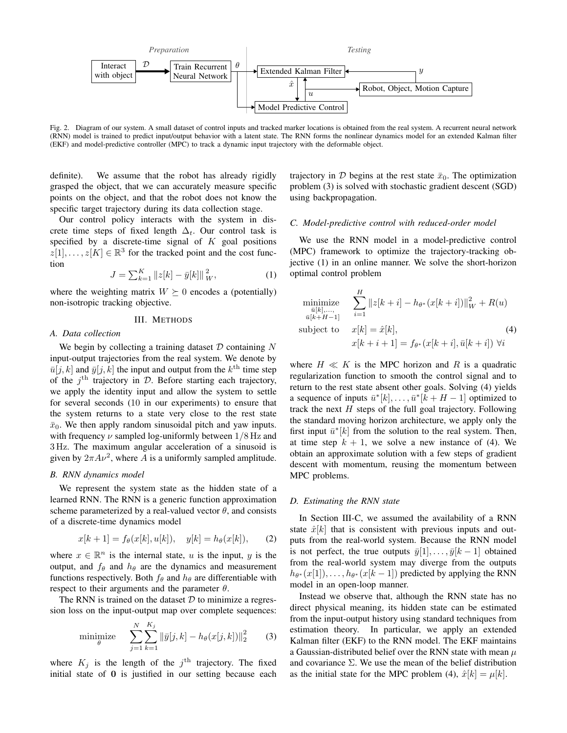Fig. 2. Diagram of our system. A small dataset of control inputs and tracked marker locations is obtained from the real system. A recurrent neural network (RNN) model is trained to predict input/output behavior with a latent state. The RNN forms the nonlinear dynamics model for an extended Kalman filter (EKF) and model-predictive controller (MPC) to track a dynamic input trajectory with the deformable object.

definite). We assume that the robot has already rigidly grasped the object, that we can accurately measure specific points on the object, and that the robot does not know the specific target trajectory during its data collection stage.

Our control policy interacts with the system in discrete time steps of fixed length $\Delta_t$. Our control task is specified by a discrete-time signal of $K$ goal positions $z[1], \dots, z[K] \in \mathbb{R}^3$ for the tracked point and the cost function

$$J = \sum_{k=1}^{K} \|z[k] - \bar{y}[k]\|_W^2, \tag{1}$$

where the weighting matrix $W \succeq 0$ encodes a (potentially) non-isotropic tracking objective.

## III. Methods

### A. Data collection

We begin by collecting a training dataset $\mathcal{D}$ containing $N$ input-output trajectories from the real system. We denote by $\bar{u}[j,k]$ and $\bar{y}[j,k]$ the input and output from the $k^{\text{th}}$ time step of the $j^{\text{th}}$ trajectory in $\mathcal{D}$. Before starting each trajectory, we apply the identity input and allow the system to settle for several seconds (10 in our experiments) to ensure that the system returns to a state very close to the rest state $\bar{x}_0$. We then apply random sinusoidal pitch and yaw inputs. with frequency $\nu$ sampled log-uniformly between $1/8$ Hz and 3 Hz. The maximum angular acceleration of a sinusoid is given by $2\pi A\nu^2$, where $A$ is a uniformly sampled amplitude.

### B. RNN dynamics model

We represent the system state as the hidden state of a learned RNN. The RNN is a generic function approximation scheme parameterized by a real-valued vector $\theta$, and consists of a discrete-time dynamics model

$$x[k+1] = f_\theta(x[k], u[k]), \quad y[k] = h_\theta(x[k]), \tag{2}$$

where $x \in \mathbb{R}^n$ is the internal state, $u$ is the input, $y$ is the output, and $f_\theta$ and $h_\theta$ are the dynamics and measurement functions respectively. Both $f_\theta$ and $h_\theta$ are differentiable with respect to their arguments and the parameter $\theta$.

The RNN is trained on the dataset $\mathcal{D}$ to minimize a regression loss on the input-output map over complete sequences:

$$\underset{\theta}{\text{minimize}} \quad \sum_{j=1}^{N} \sum_{k=1}^{K_j} \|\bar{y}[j,k] - h_\theta(x[j,k])\|_2^2 \tag{3}$$

where $K_j$ is the length of the $j^{\text{th}}$ trajectory. The fixed initial state of $\mathbf{0}$ is justified in our setting because each trajectory in $\mathcal{D}$ begins at the rest state $\bar{x}_0$. The optimization problem (3) is solved with stochastic gradient descent (SGD) using backpropagation.

### C. Model-predictive control with reduced-order model

We use the RNN model in a model-predictive control (MPC) framework to optimize the trajectory-tracking objective (1) in an online manner. We solve the short-horizon optimal control problem

$$\begin{aligned}
\underset{\substack{\bar{u}[k],\dots,\\ \bar{u}[k+H-1]}}{\text{minimize}} \quad & \sum_{i=1}^{H} \|z[k+i] - h_{\theta^*}(x[k+i])\|_W^2 + R(u) \\
\text{subject to} \quad & x[k] = \hat{x}[k], \\
& x[k+i+1] = f_{\theta^*}(x[k+i], \bar{u}[k+i]) \ \forall i
\end{aligned} \tag{4}$$

where $H \ll K$ is the MPC horizon and $R$ is a quadratic regularization function to smooth the control signal and to return to the rest state absent other goals. Solving (4) yields a sequence of inputs $\bar{u}^*[k], \dots, \bar{u}^*[k+H-1]$ optimized to track the next $H$ steps of the full goal trajectory. Following the standard moving horizon architecture, we apply only the first input $\bar{u}^*[k]$ from the solution to the real system. Then, at time step $k+1$, we solve a new instance of (4). We obtain an approximate solution with a few steps of gradient descent with momentum, reusing the momentum between MPC problems.

### D. Estimating the RNN state

In Section III-C, we assumed the availability of a RNN state $\hat{x}[k]$ that is consistent with previous inputs and outputs from the real-world system. Because the RNN model is not perfect, the true outputs $\bar{y}[1], \dots, \bar{y}[k-1]$ obtained from the real-world system may diverge from the outputs $h_{\theta^*}(x[1]), \dots, h_{\theta^*}(x[k-1])$ predicted by applying the RNN model in an open-loop manner.

Instead we observe that, although the RNN state has no direct physical meaning, its hidden state can be estimated from the input-output history using standard techniques from estimation theory. In particular, we apply an extended Kalman filter (EKF) to the RNN model. The EKF maintains a Gaussian-distributed belief over the RNN state with mean $\mu$ and covariance $\Sigma$. We use the mean of the belief distribution as the initial state for the MPC problem (4), $\hat{x}[k] = \mu[k]$.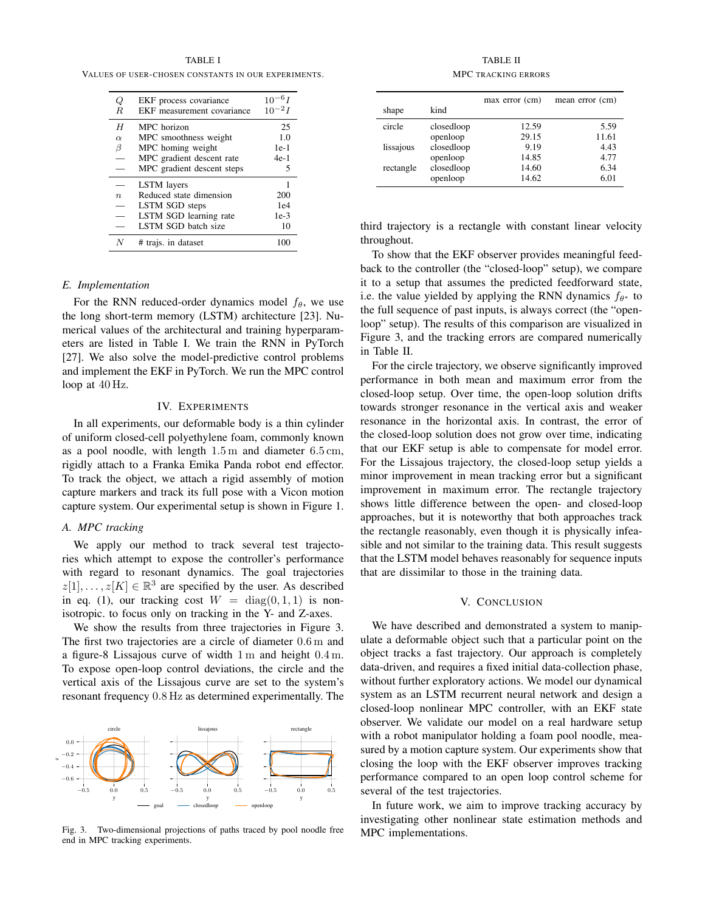TABLE I

VALUES OF USER-CHOSEN CONSTANTS IN OUR EXPERIMENTS.

| | | |
|---|---|---|
| $Q$ | EKF process covariance | $10^{-6}I$ |
| $R$ | EKF measurement covariance | $10^{-2}I$ |
| $H$ | MPC horizon | 25 |
| $\alpha$ | MPC smoothness weight | 1.0 |
| $\beta$ | MPC homing weight | 1e-1 |
| — | MPC gradient descent rate | 4e-1 |
| — | MPC gradient descent steps | 5 |
| — | LSTM layers | 1 |
| $n$ | Reduced state dimension | 200 |
| — | LSTM SGD steps | 1e4 |
| — | LSTM SGD learning rate | 1e-3 |
| — | LSTM SGD batch size | 10 |
| $N$ | # trajs. in dataset | 100 |

### E. Implementation

For the RNN reduced-order dynamics model $f_\theta$, we use the long short-term memory (LSTM) architecture [23]. Numerical values of the architectural and training hyperparameters are listed in Table I. We train the RNN in PyTorch [27]. We also solve the model-predictive control problems and implement the EKF in PyTorch. We run the MPC control loop at 40 Hz.

## IV. EXPERIMENTS

In all experiments, our deformable body is a thin cylinder of uniform closed-cell polyethylene foam, commonly known as a pool noodle, with length 1.5 m and diameter 6.5 cm, rigidly attach to a Franka Emika Panda robot end effector. To track the object, we attach a rigid assembly of motion capture markers and track its full pose with a Vicon motion capture system. Our experimental setup is shown in Figure 1.

### A. MPC tracking

We apply our method to track several test trajectories which attempt to expose the controller's performance with regard to resonant dynamics. The goal trajectories $z[1], \ldots, z[K] \in \mathbb{R}^3$ are specified by the user. As described in eq. (1), our tracking cost $W = \mathrm{diag}(0, 1, 1)$ is non-isotropic. to focus only on tracking in the Y- and Z-axes.

We show the results from three trajectories in Figure 3. The first two trajectories are a circle of diameter 0.6 m and a figure-8 Lissajous curve of width 1 m and height 0.4 m. To expose open-loop control deviations, the circle and the vertical axis of the Lissajous curve are set to the system's resonant frequency 0.8 Hz as determined experimentally. The third trajectory is a rectangle with constant linear velocity throughout.

Fig. 3. Two-dimensional projections of paths traced by pool noodle free end in MPC tracking experiments.

TABLE II

MPC TRACKING ERRORS

| shape | kind | max error (cm) | mean error (cm) |
|---|---|---|---|
| circle | closedloop | 12.59 | 5.59 |
| | openloop | 29.15 | 11.61 |
| lissajous | closedloop | 9.19 | 4.43 |
| | openloop | 14.85 | 4.77 |
| rectangle | closedloop | 14.60 | 6.34 |
| | openloop | 14.62 | 6.01 |

To show that the EKF observer provides meaningful feedback to the controller (the "closed-loop" setup), we compare it to a setup that assumes the predicted feedforward state, i.e. the value yielded by applying the RNN dynamics $f_{\theta^*}$ to the full sequence of past inputs, is always correct (the "open-loop" setup). The results of this comparison are visualized in Figure 3, and the tracking errors are compared numerically in Table II.

For the circle trajectory, we observe significantly improved performance in both mean and maximum error from the closed-loop setup. Over time, the open-loop solution drifts towards stronger resonance in the vertical axis and weaker resonance in the horizontal axis. In contrast, the error of the closed-loop solution does not grow over time, indicating that our EKF setup is able to compensate for model error. For the Lissajous trajectory, the closed-loop setup yields a minor improvement in mean tracking error but a significant improvement in maximum error. The rectangle trajectory shows little difference between the open- and closed-loop approaches, but it is noteworthy that both approaches track the rectangle reasonably, even though it is physically infeasible and not similar to the training data. This result suggests that the LSTM model behaves reasonably for sequence inputs that are dissimilar to those in the training data.

## V. CONCLUSION

We have described and demonstrated a system to manipulate a deformable object such that a particular point on the object tracks a fast trajectory. Our approach is completely data-driven, and requires a fixed initial data-collection phase, without further exploratory actions. We model our dynamical system as an LSTM recurrent neural network and design a closed-loop nonlinear MPC controller, with an EKF state observer. We validate our model on a real hardware setup with a robot manipulator holding a foam pool noodle, measured by a motion capture system. Our experiments show that closing the loop with the EKF observer improves tracking performance compared to an open loop control scheme for several of the test trajectories.

In future work, we aim to improve tracking accuracy by investigating other nonlinear state estimation methods and MPC implementations.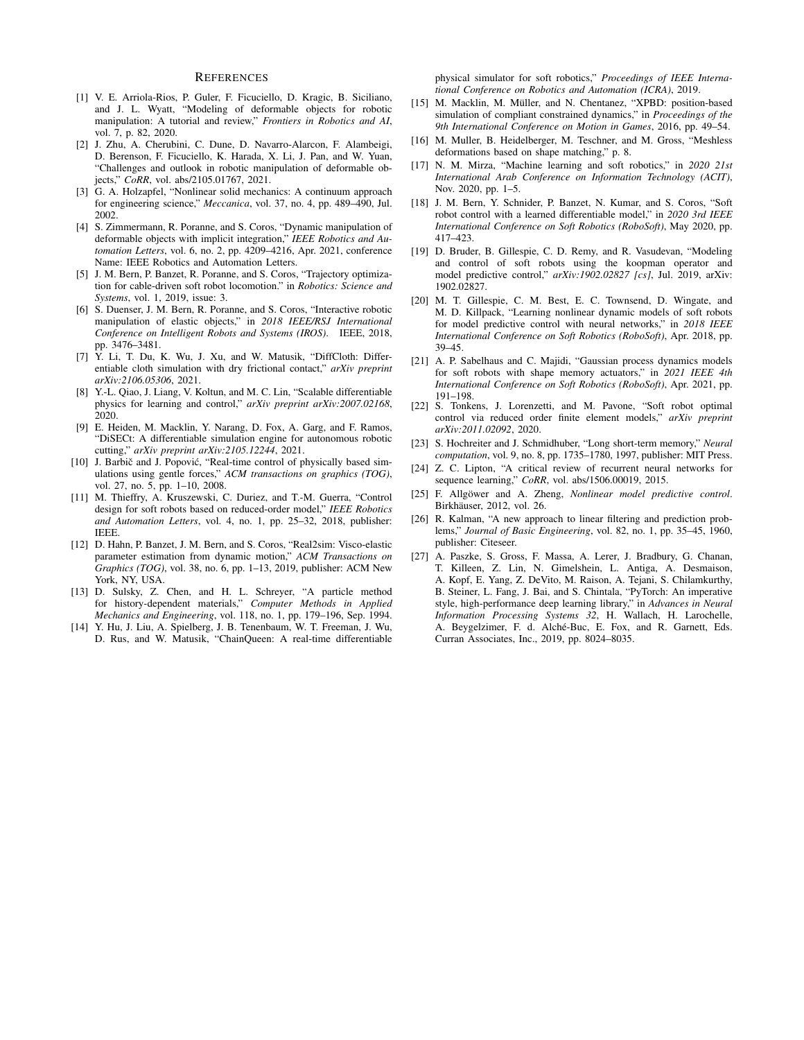## References

[1] V. E. Arriola-Rios, P. Guler, F. Ficuciello, D. Kragic, B. Siciliano, and J. L. Wyatt, "Modeling of deformable objects for robotic manipulation: A tutorial and review," *Frontiers in Robotics and AI*, vol. 7, p. 82, 2020.

[2] J. Zhu, A. Cherubini, C. Dune, D. Navarro-Alarcon, F. Alambeigi, D. Berenson, F. Ficuciello, K. Harada, X. Li, J. Pan, and W. Yuan, "Challenges and outlook in robotic manipulation of deformable objects," *CoRR*, vol. abs/2105.01767, 2021.

[3] G. A. Holzapfel, "Nonlinear solid mechanics: A continuum approach for engineering science," *Meccanica*, vol. 37, no. 4, pp. 489–490, Jul. 2002.

[4] S. Zimmermann, R. Poranne, and S. Coros, "Dynamic manipulation of deformable objects with implicit integration," *IEEE Robotics and Automation Letters*, vol. 6, no. 2, pp. 4209–4216, Apr. 2021, conference Name: IEEE Robotics and Automation Letters.

[5] J. M. Bern, P. Banzet, R. Poranne, and S. Coros, "Trajectory optimization for cable-driven soft robot locomotion." in *Robotics: Science and Systems*, vol. 1, 2019, issue: 3.

[6] S. Duenser, J. M. Bern, R. Poranne, and S. Coros, "Interactive robotic manipulation of elastic objects," in *2018 IEEE/RSJ International Conference on Intelligent Robots and Systems (IROS)*. IEEE, 2018, pp. 3476–3481.

[7] Y. Li, T. Du, K. Wu, J. Xu, and W. Matusik, "DiffCloth: Differentiable cloth simulation with dry frictional contact," *arXiv preprint arXiv:2106.05306*, 2021.

[8] Y.-L. Qiao, J. Liang, V. Koltun, and M. C. Lin, "Scalable differentiable physics for learning and control," *arXiv preprint arXiv:2007.02168*, 2020.

[9] E. Heiden, M. Macklin, Y. Narang, D. Fox, A. Garg, and F. Ramos, "DiSECt: A differentiable simulation engine for autonomous robotic cutting," *arXiv preprint arXiv:2105.12244*, 2021.

[10] J. Barbič and J. Popović, "Real-time control of physically based simulations using gentle forces," *ACM transactions on graphics (TOG)*, vol. 27, no. 5, pp. 1–10, 2008.

[11] M. Thieffry, A. Kruszewski, C. Duriez, and T.-M. Guerra, "Control design for soft robots based on reduced-order model," *IEEE Robotics and Automation Letters*, vol. 4, no. 1, pp. 25–32, 2018, publisher: IEEE.

[12] D. Hahn, P. Banzet, J. M. Bern, and S. Coros, "Real2sim: Visco-elastic parameter estimation from dynamic motion," *ACM Transactions on Graphics (TOG)*, vol. 38, no. 6, pp. 1–13, 2019, publisher: ACM New York, NY, USA.

[13] D. Sulsky, Z. Chen, and H. L. Schreyer, "A particle method for history-dependent materials," *Computer Methods in Applied Mechanics and Engineering*, vol. 118, no. 1, pp. 179–196, Sep. 1994.

[14] Y. Hu, J. Liu, A. Spielberg, J. B. Tenenbaum, W. T. Freeman, J. Wu, D. Rus, and W. Matusik, "ChainQueen: A real-time differentiable physical simulator for soft robotics," *Proceedings of IEEE International Conference on Robotics and Automation (ICRA)*, 2019.

[15] M. Macklin, M. Müller, and N. Chentanez, "XPBD: position-based simulation of compliant constrained dynamics," in *Proceedings of the 9th International Conference on Motion in Games*, 2016, pp. 49–54.

[16] M. Muller, B. Heidelberger, M. Teschner, and M. Gross, "Meshless deformations based on shape matching," p. 8.

[17] N. M. Mirza, "Machine learning and soft robotics," in *2020 21st International Arab Conference on Information Technology (ACIT)*, Nov. 2020, pp. 1–5.

[18] J. M. Bern, Y. Schnider, P. Banzet, N. Kumar, and S. Coros, "Soft robot control with a learned differentiable model," in *2020 3rd IEEE International Conference on Soft Robotics (RoboSoft)*, May 2020, pp. 417–423.

[19] D. Bruder, B. Gillespie, C. D. Remy, and R. Vasudevan, "Modeling and control of soft robots using the koopman operator and model predictive control," *arXiv:1902.02827 [cs]*, Jul. 2019, arXiv: 1902.02827.

[20] M. T. Gillespie, C. M. Best, E. C. Townsend, D. Wingate, and M. D. Killpack, "Learning nonlinear dynamic models of soft robots for model predictive control with neural networks," in *2018 IEEE International Conference on Soft Robotics (RoboSoft)*, Apr. 2018, pp. 39–45.

[21] A. P. Sabelhaus and C. Majidi, "Gaussian process dynamics models for soft robots with shape memory actuators," in *2021 IEEE 4th International Conference on Soft Robotics (RoboSoft)*, Apr. 2021, pp. 191–198.

[22] S. Tonkens, J. Lorenzetti, and M. Pavone, "Soft robot optimal control via reduced order finite element models," *arXiv preprint arXiv:2011.02092*, 2020.

[23] S. Hochreiter and J. Schmidhuber, "Long short-term memory," *Neural computation*, vol. 9, no. 8, pp. 1735–1780, 1997, publisher: MIT Press.

[24] Z. C. Lipton, "A critical review of recurrent neural networks for sequence learning," *CoRR*, vol. abs/1506.00019, 2015.

[25] F. Allgöwer and A. Zheng, *Nonlinear model predictive control*. Birkhäuser, 2012, vol. 26.

[26] R. Kalman, "A new approach to linear filtering and prediction problems," *Journal of Basic Engineering*, vol. 82, no. 1, pp. 35–45, 1960, publisher: Citeseer.

[27] A. Paszke, S. Gross, F. Massa, A. Lerer, J. Bradbury, G. Chanan, T. Killeen, Z. Lin, N. Gimelshein, L. Antiga, A. Desmaison, A. Kopf, E. Yang, Z. DeVito, M. Raison, A. Tejani, S. Chilamkurthy, B. Steiner, L. Fang, J. Bai, and S. Chintala, "PyTorch: An imperative style, high-performance deep learning library," in *Advances in Neural Information Processing Systems 32*, H. Wallach, H. Larochelle, A. Beygelzimer, F. d. Alché-Buc, E. Fox, and R. Garnett, Eds. Curran Associates, Inc., 2019, pp. 8024–8035.